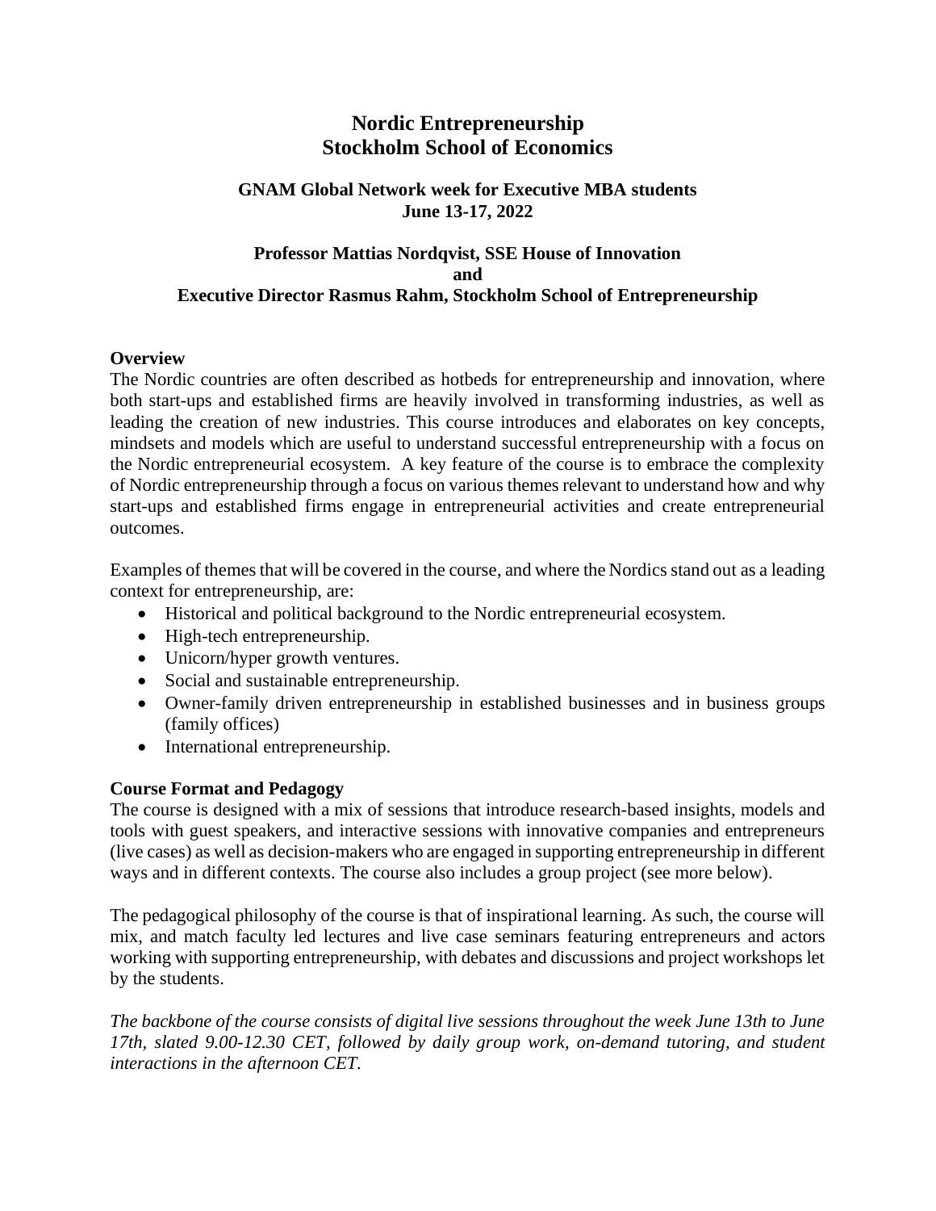# Nordic Entrepreneurship
# Stockholm School of Economics

### GNAM Global Network week for Executive MBA students
### June 13-17, 2022

### Professor Mattias Nordqvist, SSE House of Innovation
### and
### Executive Director Rasmus Rahm, Stockholm School of Entrepreneurship

**Overview**

The Nordic countries are often described as hotbeds for entrepreneurship and innovation, where both start-ups and established firms are heavily involved in transforming industries, as well as leading the creation of new industries. This course introduces and elaborates on key concepts, mindsets and models which are useful to understand successful entrepreneurship with a focus on the Nordic entrepreneurial ecosystem. A key feature of the course is to embrace the complexity of Nordic entrepreneurship through a focus on various themes relevant to understand how and why start-ups and established firms engage in entrepreneurial activities and create entrepreneurial outcomes.

Examples of themes that will be covered in the course, and where the Nordics stand out as a leading context for entrepreneurship, are:

- Historical and political background to the Nordic entrepreneurial ecosystem.
- High-tech entrepreneurship.
- Unicorn/hyper growth ventures.
- Social and sustainable entrepreneurship.
- Owner-family driven entrepreneurship in established businesses and in business groups (family offices)
- International entrepreneurship.

**Course Format and Pedagogy**

The course is designed with a mix of sessions that introduce research-based insights, models and tools with guest speakers, and interactive sessions with innovative companies and entrepreneurs (live cases) as well as decision-makers who are engaged in supporting entrepreneurship in different ways and in different contexts. The course also includes a group project (see more below).

The pedagogical philosophy of the course is that of inspirational learning. As such, the course will mix, and match faculty led lectures and live case seminars featuring entrepreneurs and actors working with supporting entrepreneurship, with debates and discussions and project workshops let by the students.

*The backbone of the course consists of digital live sessions throughout the week June 13th to June 17th, slated 9.00-12.30 CET, followed by daily group work, on-demand tutoring, and student interactions in the afternoon CET.*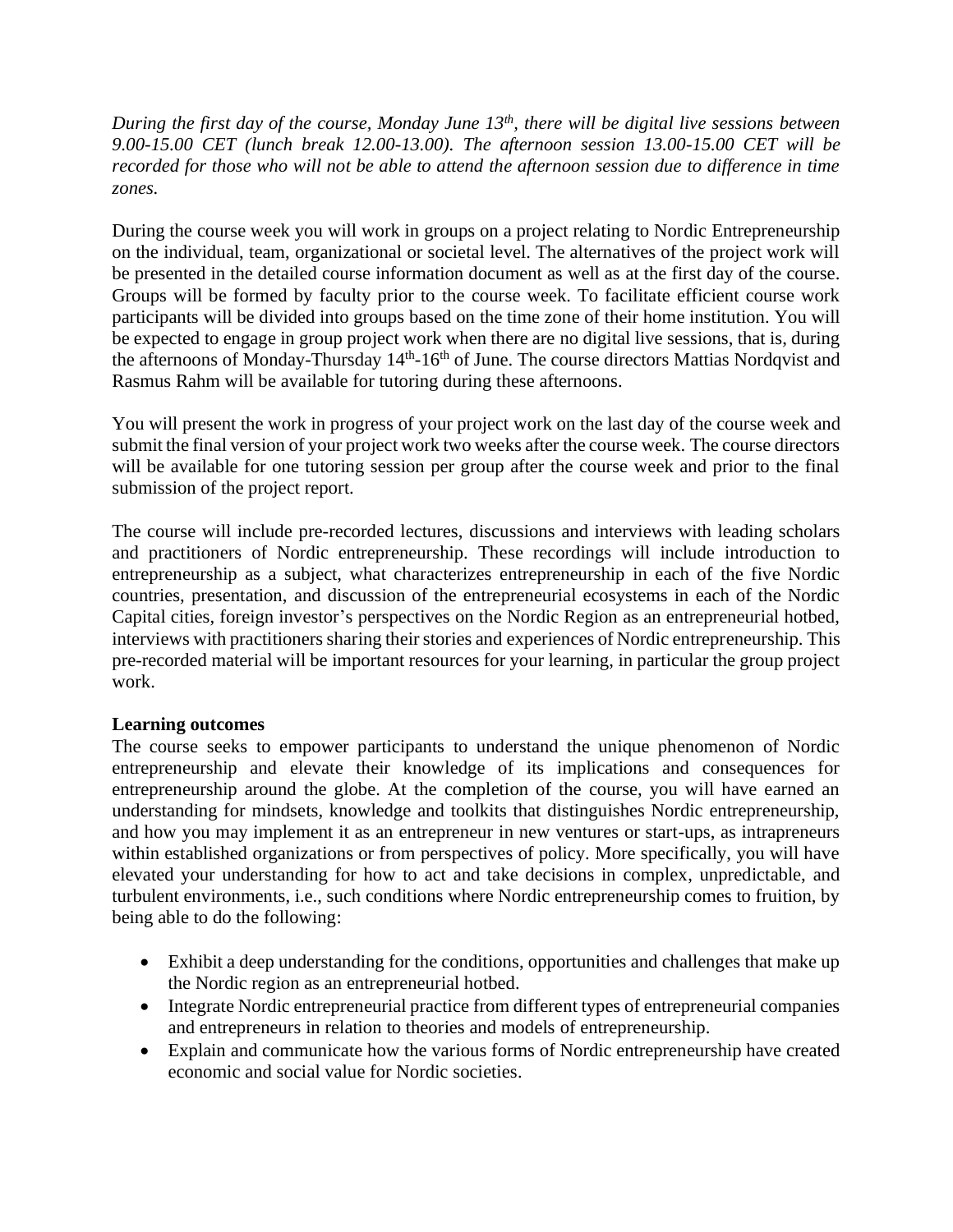*During the first day of the course, Monday June 13th, there will be digital live sessions between 9.00-15.00 CET (lunch break 12.00-13.00). The afternoon session 13.00-15.00 CET will be recorded for those who will not be able to attend the afternoon session due to difference in time zones.*

During the course week you will work in groups on a project relating to Nordic Entrepreneurship on the individual, team, organizational or societal level. The alternatives of the project work will be presented in the detailed course information document as well as at the first day of the course. Groups will be formed by faculty prior to the course week. To facilitate efficient course work participants will be divided into groups based on the time zone of their home institution. You will be expected to engage in group project work when there are no digital live sessions, that is, during the afternoons of Monday-Thursday 14th-16th of June. The course directors Mattias Nordqvist and Rasmus Rahm will be available for tutoring during these afternoons.

You will present the work in progress of your project work on the last day of the course week and submit the final version of your project work two weeks after the course week. The course directors will be available for one tutoring session per group after the course week and prior to the final submission of the project report.

The course will include pre-recorded lectures, discussions and interviews with leading scholars and practitioners of Nordic entrepreneurship. These recordings will include introduction to entrepreneurship as a subject, what characterizes entrepreneurship in each of the five Nordic countries, presentation, and discussion of the entrepreneurial ecosystems in each of the Nordic Capital cities, foreign investor's perspectives on the Nordic Region as an entrepreneurial hotbed, interviews with practitioners sharing their stories and experiences of Nordic entrepreneurship. This pre-recorded material will be important resources for your learning, in particular the group project work.

**Learning outcomes**

The course seeks to empower participants to understand the unique phenomenon of Nordic entrepreneurship and elevate their knowledge of its implications and consequences for entrepreneurship around the globe. At the completion of the course, you will have earned an understanding for mindsets, knowledge and toolkits that distinguishes Nordic entrepreneurship, and how you may implement it as an entrepreneur in new ventures or start-ups, as intrapreneurs within established organizations or from perspectives of policy. More specifically, you will have elevated your understanding for how to act and take decisions in complex, unpredictable, and turbulent environments, i.e., such conditions where Nordic entrepreneurship comes to fruition, by being able to do the following:

- Exhibit a deep understanding for the conditions, opportunities and challenges that make up the Nordic region as an entrepreneurial hotbed.
- Integrate Nordic entrepreneurial practice from different types of entrepreneurial companies and entrepreneurs in relation to theories and models of entrepreneurship.
- Explain and communicate how the various forms of Nordic entrepreneurship have created economic and social value for Nordic societies.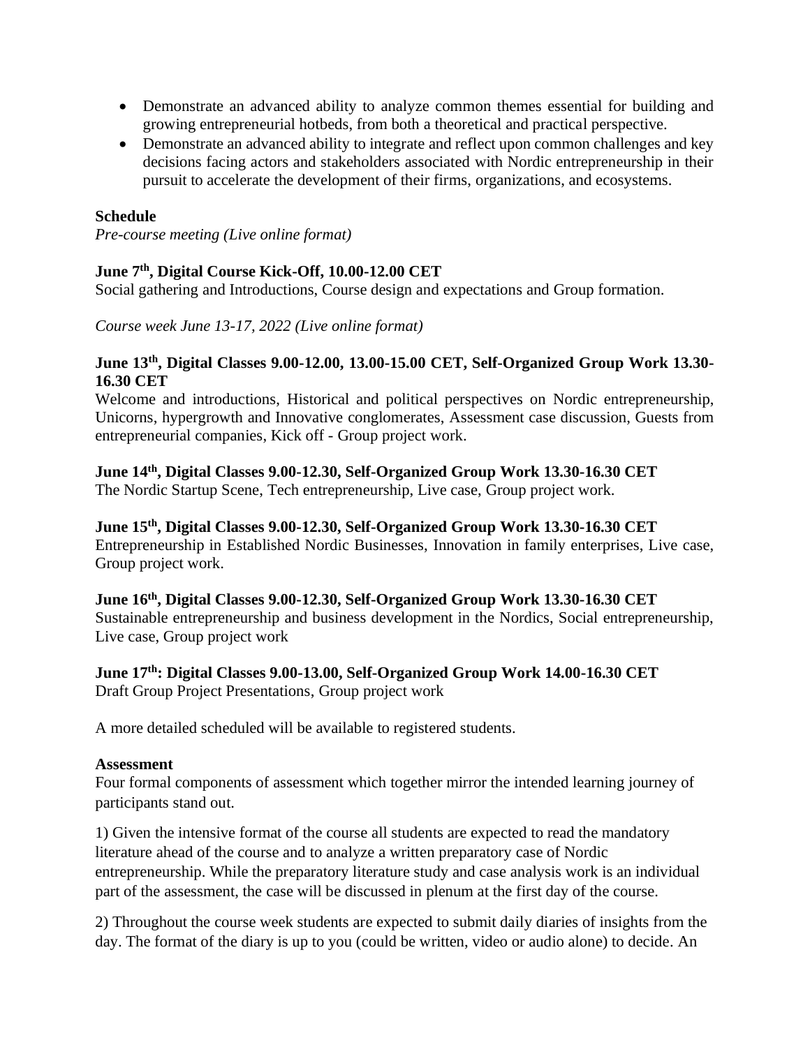- Demonstrate an advanced ability to analyze common themes essential for building and growing entrepreneurial hotbeds, from both a theoretical and practical perspective.
- Demonstrate an advanced ability to integrate and reflect upon common challenges and key decisions facing actors and stakeholders associated with Nordic entrepreneurship in their pursuit to accelerate the development of their firms, organizations, and ecosystems.

**Schedule**

*Pre-course meeting (Live online format)*

**June 7th, Digital Course Kick-Off, 10.00-12.00 CET**

Social gathering and Introductions, Course design and expectations and Group formation.

*Course week June 13-17, 2022 (Live online format)*

**June 13th, Digital Classes 9.00-12.00, 13.00-15.00 CET, Self-Organized Group Work 13.30-16.30 CET**

Welcome and introductions, Historical and political perspectives on Nordic entrepreneurship, Unicorns, hypergrowth and Innovative conglomerates, Assessment case discussion, Guests from entrepreneurial companies, Kick off - Group project work.

**June 14th, Digital Classes 9.00-12.30, Self-Organized Group Work 13.30-16.30 CET**

The Nordic Startup Scene, Tech entrepreneurship, Live case, Group project work.

**June 15th, Digital Classes 9.00-12.30, Self-Organized Group Work 13.30-16.30 CET**

Entrepreneurship in Established Nordic Businesses, Innovation in family enterprises, Live case, Group project work.

**June 16th, Digital Classes 9.00-12.30, Self-Organized Group Work 13.30-16.30 CET**

Sustainable entrepreneurship and business development in the Nordics, Social entrepreneurship, Live case, Group project work

**June 17th: Digital Classes 9.00-13.00, Self-Organized Group Work 14.00-16.30 CET**

Draft Group Project Presentations, Group project work

A more detailed scheduled will be available to registered students.

**Assessment**

Four formal components of assessment which together mirror the intended learning journey of participants stand out.

1) Given the intensive format of the course all students are expected to read the mandatory literature ahead of the course and to analyze a written preparatory case of Nordic entrepreneurship. While the preparatory literature study and case analysis work is an individual part of the assessment, the case will be discussed in plenum at the first day of the course.

2) Throughout the course week students are expected to submit daily diaries of insights from the day. The format of the diary is up to you (could be written, video or audio alone) to decide. An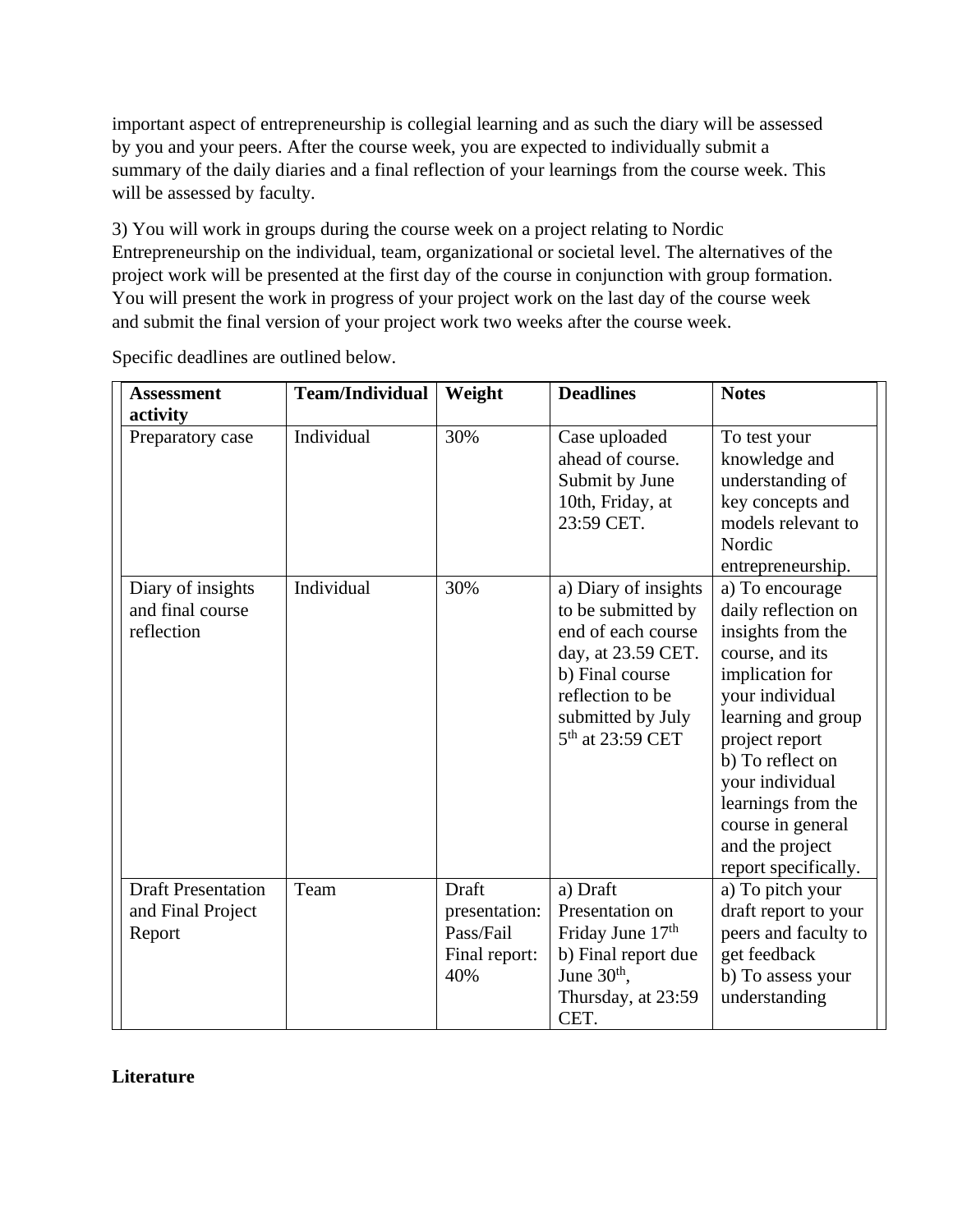important aspect of entrepreneurship is collegial learning and as such the diary will be assessed by you and your peers. After the course week, you are expected to individually submit a summary of the daily diaries and a final reflection of your learnings from the course week. This will be assessed by faculty.

3) You will work in groups during the course week on a project relating to Nordic Entrepreneurship on the individual, team, organizational or societal level. The alternatives of the project work will be presented at the first day of the course in conjunction with group formation. You will present the work in progress of your project work on the last day of the course week and submit the final version of your project work two weeks after the course week.

Specific deadlines are outlined below.

| **Assessment activity** | **Team/Individual** | **Weight** | **Deadlines** | **Notes** |
|---|---|---|---|---|
| Preparatory case | Individual | 30% | Case uploaded ahead of course. Submit by June 10th, Friday, at 23:59 CET. | To test your knowledge and understanding of key concepts and models relevant to Nordic entrepreneurship. |
| Diary of insights and final course reflection | Individual | 30% | a) Diary of insights to be submitted by end of each course day, at 23.59 CET. b) Final course reflection to be submitted by July 5th at 23:59 CET | a) To encourage daily reflection on insights from the course, and its implication for your individual learning and group project report b) To reflect on your individual learnings from the course in general and the project report specifically. |
| Draft Presentation and Final Project Report | Team | Draft presentation: Pass/Fail Final report: 40% | a) Draft Presentation on Friday June 17th b) Final report due June 30th, Thursday, at 23:59 CET. | a) To pitch your draft report to your peers and faculty to get feedback b) To assess your understanding |

**Literature**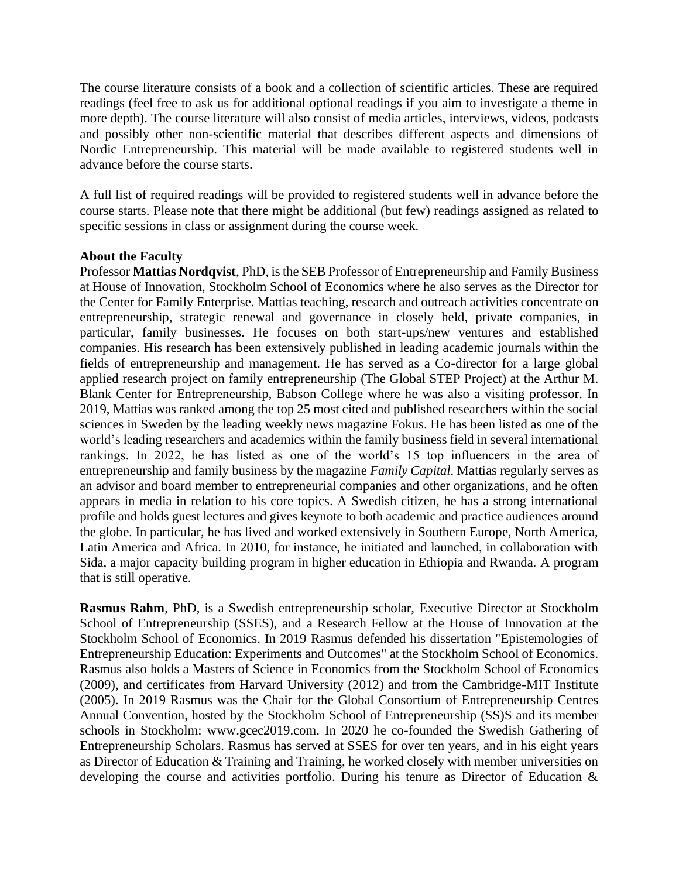The course literature consists of a book and a collection of scientific articles. These are required readings (feel free to ask us for additional optional readings if you aim to investigate a theme in more depth). The course literature will also consist of media articles, interviews, videos, podcasts and possibly other non-scientific material that describes different aspects and dimensions of Nordic Entrepreneurship. This material will be made available to registered students well in advance before the course starts.

A full list of required readings will be provided to registered students well in advance before the course starts. Please note that there might be additional (but few) readings assigned as related to specific sessions in class or assignment during the course week.

**About the Faculty**

Professor **Mattias Nordqvist**, PhD, is the SEB Professor of Entrepreneurship and Family Business at House of Innovation, Stockholm School of Economics where he also serves as the Director for the Center for Family Enterprise. Mattias teaching, research and outreach activities concentrate on entrepreneurship, strategic renewal and governance in closely held, private companies, in particular, family businesses. He focuses on both start-ups/new ventures and established companies. His research has been extensively published in leading academic journals within the fields of entrepreneurship and management. He has served as a Co-director for a large global applied research project on family entrepreneurship (The Global STEP Project) at the Arthur M. Blank Center for Entrepreneurship, Babson College where he was also a visiting professor. In 2019, Mattias was ranked among the top 25 most cited and published researchers within the social sciences in Sweden by the leading weekly news magazine Fokus. He has been listed as one of the world's leading researchers and academics within the family business field in several international rankings. In 2022, he has listed as one of the world's 15 top influencers in the area of entrepreneurship and family business by the magazine *Family Capital*. Mattias regularly serves as an advisor and board member to entrepreneurial companies and other organizations, and he often appears in media in relation to his core topics. A Swedish citizen, he has a strong international profile and holds guest lectures and gives keynote to both academic and practice audiences around the globe. In particular, he has lived and worked extensively in Southern Europe, North America, Latin America and Africa. In 2010, for instance, he initiated and launched, in collaboration with Sida, a major capacity building program in higher education in Ethiopia and Rwanda. A program that is still operative.

**Rasmus Rahm**, PhD, is a Swedish entrepreneurship scholar, Executive Director at Stockholm School of Entrepreneurship (SSES), and a Research Fellow at the House of Innovation at the Stockholm School of Economics. In 2019 Rasmus defended his dissertation "Epistemologies of Entrepreneurship Education: Experiments and Outcomes" at the Stockholm School of Economics. Rasmus also holds a Masters of Science in Economics from the Stockholm School of Economics (2009), and certificates from Harvard University (2012) and from the Cambridge-MIT Institute (2005). In 2019 Rasmus was the Chair for the Global Consortium of Entrepreneurship Centres Annual Convention, hosted by the Stockholm School of Entrepreneurship (SS)S and its member schools in Stockholm: www.gcec2019.com. In 2020 he co-founded the Swedish Gathering of Entrepreneurship Scholars. Rasmus has served at SSES for over ten years, and in his eight years as Director of Education & Training and Training, he worked closely with member universities on developing the course and activities portfolio. During his tenure as Director of Education &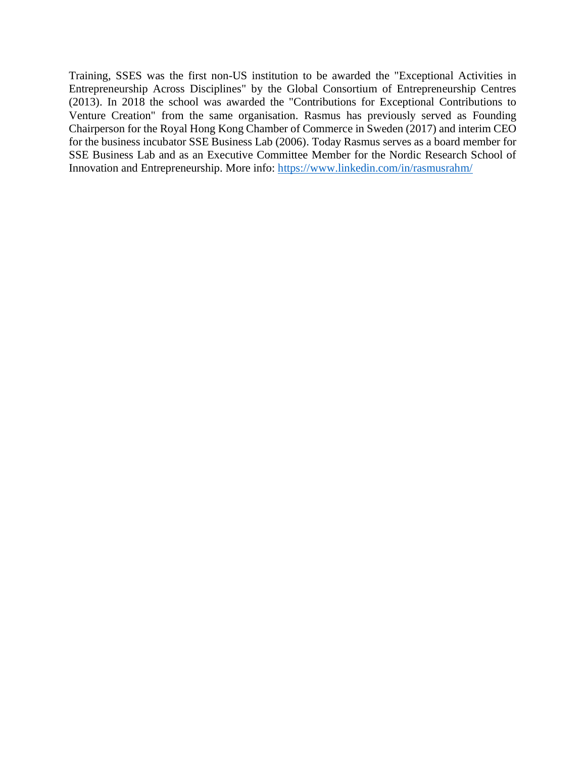Training, SSES was the first non-US institution to be awarded the "Exceptional Activities in Entrepreneurship Across Disciplines" by the Global Consortium of Entrepreneurship Centres (2013). In 2018 the school was awarded the "Contributions for Exceptional Contributions to Venture Creation" from the same organisation. Rasmus has previously served as Founding Chairperson for the Royal Hong Kong Chamber of Commerce in Sweden (2017) and interim CEO for the business incubator SSE Business Lab (2006). Today Rasmus serves as a board member for SSE Business Lab and as an Executive Committee Member for the Nordic Research School of Innovation and Entrepreneurship. More info: [https://www.linkedin.com/in/rasmusrahm/](https://www.linkedin.com/in/rasmusrahm/)